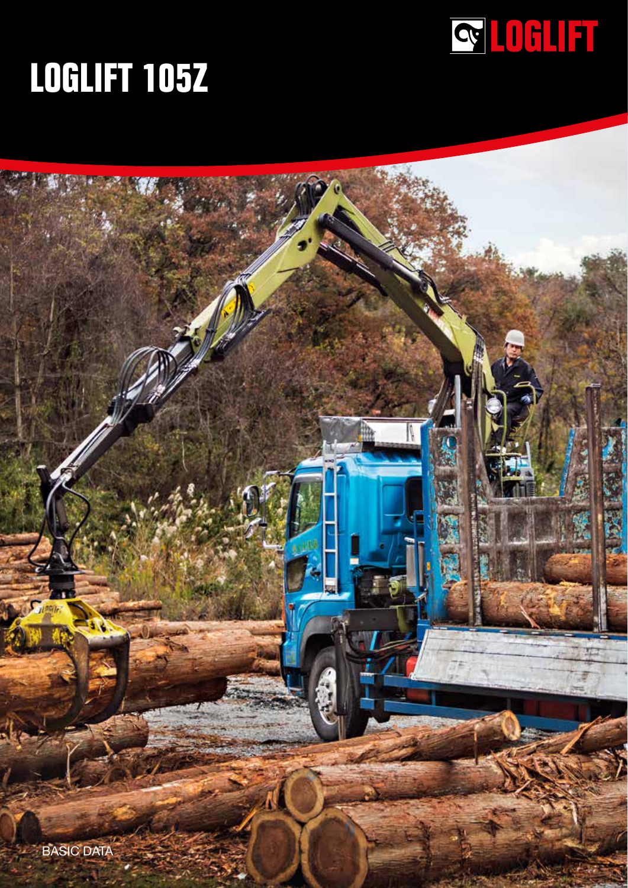LOGLIFT

# LOGLIFT 105Z

BASIC DATA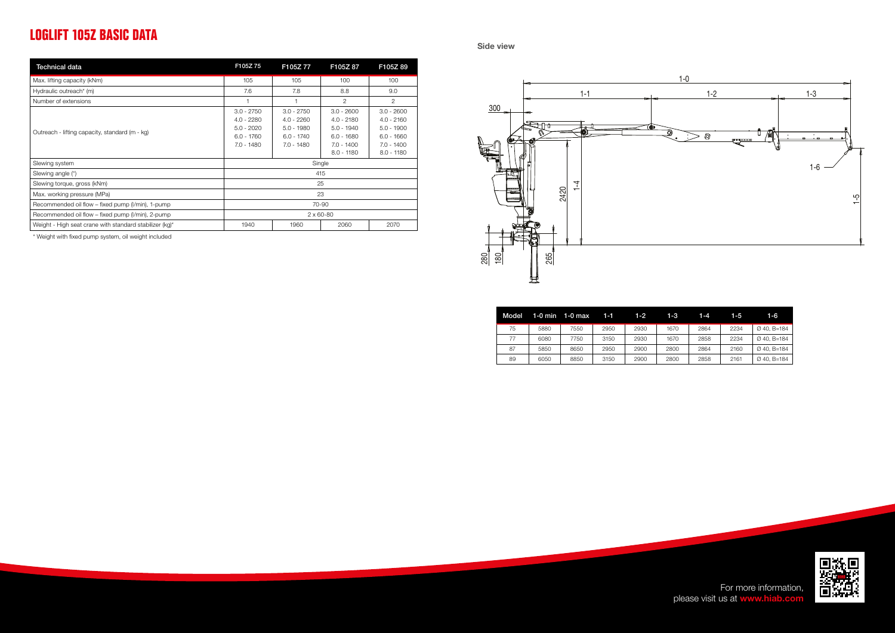# LOGLIFT 105Z BASIC DATA

| Technical data | F105Z 75 | F105Z 77 | F105Z 87 | F105Z 89 |
|---|---|---|---|---|
| Max. lifting capacity (kNm) | 105 | 105 | 100 | 100 |
| Hydraulic outreach* (m) | 7.6 | 7.8 | 8.8 | 9.0 |
| Number of extensions | 1 | 1 | 2 | 2 |
| Outreach - lifting capacity, standard (m - kg) | 3.0 - 2750<br>4.0 - 2280<br>5.0 - 2020<br>6.0 - 1760<br>7.0 - 1480 | 3.0 - 2750<br>4.0 - 2260<br>5.0 - 1980<br>6.0 - 1740<br>7.0 - 1480 | 3.0 - 2600<br>4.0 - 2180<br>5.0 - 1940<br>6.0 - 1680<br>7.0 - 1400<br>8.0 - 1180 | 3.0 - 2600<br>4.0 - 2160<br>5.0 - 1900<br>6.0 - 1660<br>7.0 - 1400<br>8.0 - 1180 |
| Slewing system | Single | | | |
| Slewing angle (°) | 415 | | | |
| Slewing torque, gross (kNm) | 25 | | | |
| Max. working pressure (MPa) | 23 | | | |
| Recommended oil flow – fixed pump (l/min), 1-pump | 70-90 | | | |
| Recommended oil flow – fixed pump (l/min), 2-pump | 2 x 60-80 | | | |
| Weight - High seat crane with standard stabilizer (kg)* | 1940 | 1960 | 2060 | 2070 |

\* Weight with fixed pump system, oil weight included

**Side view**

| Model | 1-0 min | 1-0 max | 1-1 | 1-2 | 1-3 | 1-4 | 1-5 | 1-6 |
|---|---|---|---|---|---|---|---|---|
| 75 | 5880 | 7550 | 2950 | 2930 | 1670 | 2864 | 2234 | Ø 40, B=184 |
| 77 | 6080 | 7750 | 3150 | 2930 | 1670 | 2858 | 2234 | Ø 40, B=184 |
| 87 | 5850 | 8650 | 2950 | 2900 | 2800 | 2864 | 2160 | Ø 40, B=184 |
| 89 | 6050 | 8850 | 3150 | 2900 | 2800 | 2858 | 2161 | Ø 40, B=184 |

For more information, please visit us at **www.hiab.com**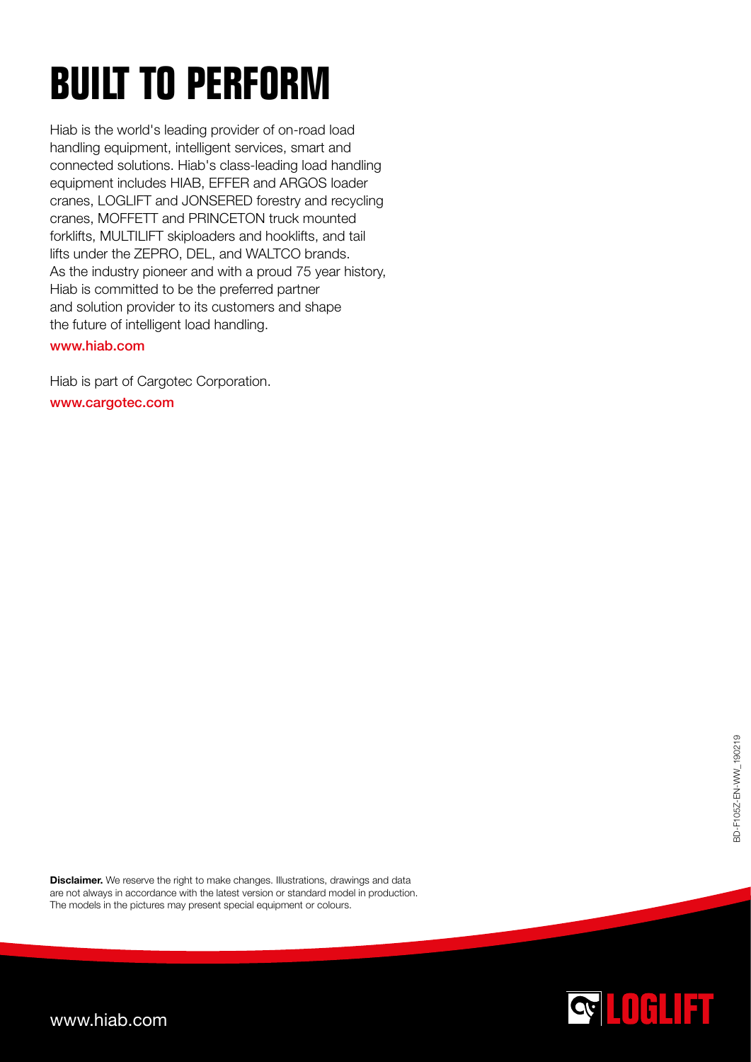# BUILT TO PERFORM

Hiab is the world's leading provider of on-road load handling equipment, intelligent services, smart and connected solutions. Hiab's class-leading load handling equipment includes HIAB, EFFER and ARGOS loader cranes, LOGLIFT and JONSERED forestry and recycling cranes, MOFFETT and PRINCETON truck mounted forklifts, MULTILIFT skiploaders and hooklifts, and tail lifts under the ZEPRO, DEL, and WALTCO brands. As the industry pioneer and with a proud 75 year history, Hiab is committed to be the preferred partner and solution provider to its customers and shape the future of intelligent load handling.

www.hiab.com

Hiab is part of Cargotec Corporation.

www.cargotec.com

BD-F105Z-EN-WW_190219

**Disclaimer.** We reserve the right to make changes. Illustrations, drawings and data are not always in accordance with the latest version or standard model in production. The models in the pictures may present special equipment or colours.

www.hiab.com

LOGLIFT